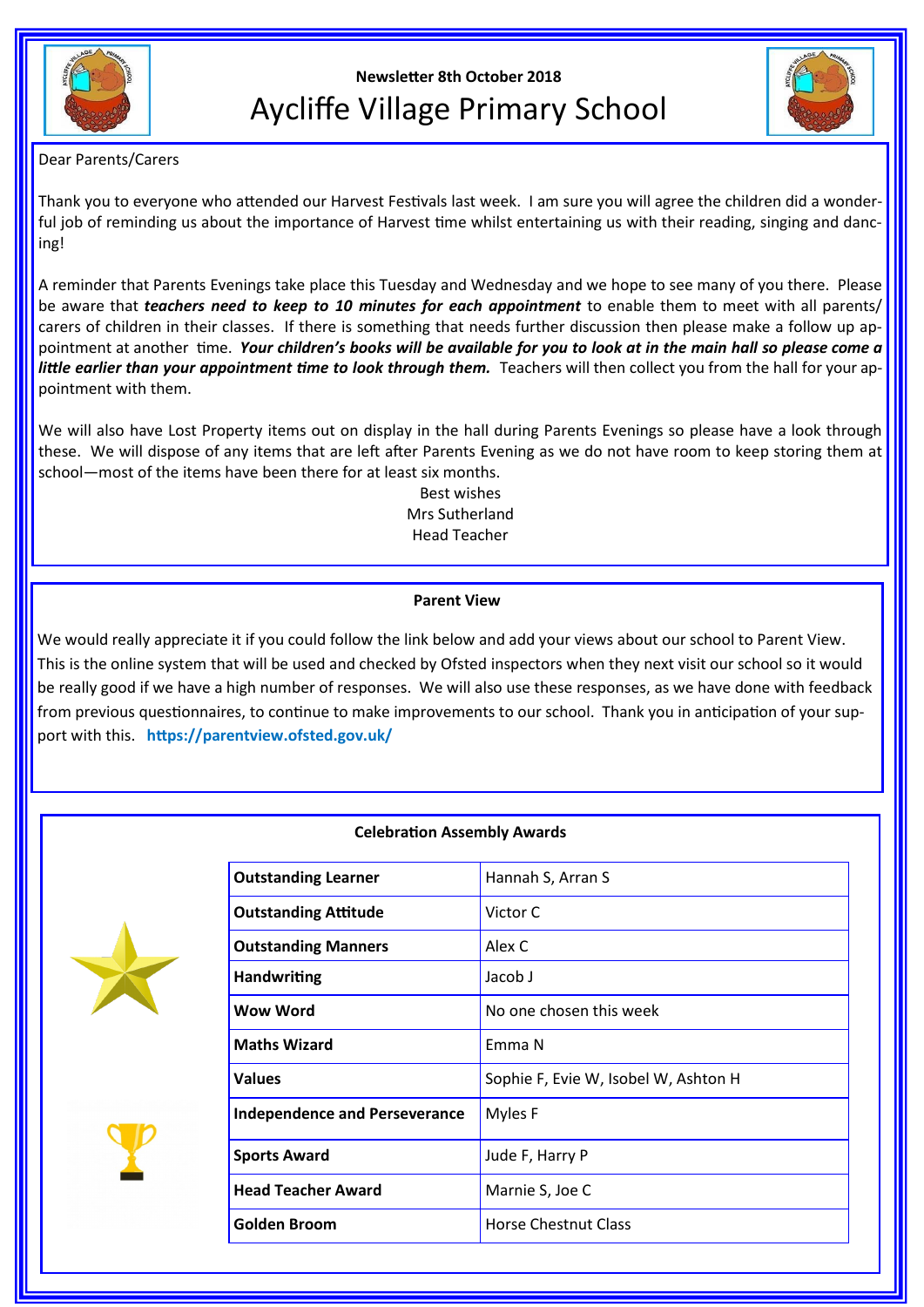Newsletter 8th October 2018

# Aycliffe Village Primary School

Dear Parents/Carers

Thank you to everyone who attended our Harvest Festivals last week. I am sure you will agree the children did a wonderful job of reminding us about the importance of Harvest time whilst entertaining us with their reading, singing and dancing!

A reminder that Parents Evenings take place this Tuesday and Wednesday and we hope to see many of you there. Please be aware that ***teachers need to keep to 10 minutes for each appointment*** to enable them to meet with all parents/carers of children in their classes. If there is something that needs further discussion then please make a follow up appointment at another time. ***Your children's books will be available for you to look at in the main hall so please come a little earlier than your appointment time to look through them.*** Teachers will then collect you from the hall for your appointment with them.

We will also have Lost Property items out on display in the hall during Parents Evenings so please have a look through these. We will dispose of any items that are left after Parents Evening as we do not have room to keep storing them at school—most of the items have been there for at least six months.

Best wishes
Mrs Sutherland
Head Teacher

## Parent View

We would really appreciate it if you could follow the link below and add your views about our school to Parent View. This is the online system that will be used and checked by Ofsted inspectors when they next visit our school so it would be really good if we have a high number of responses. We will also use these responses, as we have done with feedback from previous questionnaires, to continue to make improvements to our school. Thank you in anticipation of your support with this. **https://parentview.ofsted.gov.uk/**

## Celebration Assembly Awards

| Award | Recipient(s) |
|---|---|
| **Outstanding Learner** | Hannah S, Arran S |
| **Outstanding Attitude** | Victor C |
| **Outstanding Manners** | Alex C |
| **Handwriting** | Jacob J |
| **Wow Word** | No one chosen this week |
| **Maths Wizard** | Emma N |
| **Values** | Sophie F, Evie W, Isobel W, Ashton H |
| **Independence and Perseverance** | Myles F |
| **Sports Award** | Jude F, Harry P |
| **Head Teacher Award** | Marnie S, Joe C |
| **Golden Broom** | Horse Chestnut Class |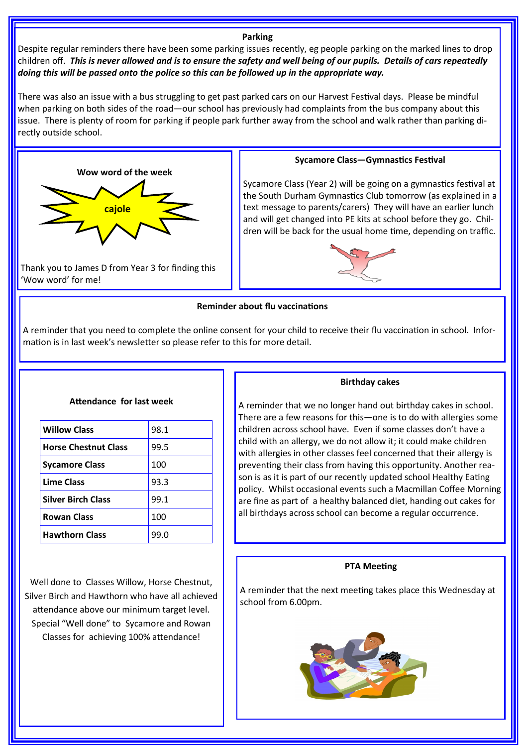## Parking

Despite regular reminders there have been some parking issues recently, eg people parking on the marked lines to drop children off. ***This is never allowed and is to ensure the safety and well being of our pupils. Details of cars repeatedly doing this will be passed onto the police so this can be followed up in the appropriate way.***

There was also an issue with a bus struggling to get past parked cars on our Harvest Festival days. Please be mindful when parking on both sides of the road—our school has previously had complaints from the bus company about this issue. There is plenty of room for parking if people park further away from the school and walk rather than parking directly outside school.

## Wow word of the week

**cajole**

Thank you to James D from Year 3 for finding this 'Wow word' for me!

## Sycamore Class—Gymnastics Festival

Sycamore Class (Year 2) will be going on a gymnastics festival at the South Durham Gymnastics Club tomorrow (as explained in a text message to parents/carers) They will have an earlier lunch and will get changed into PE kits at school before they go. Children will be back for the usual home time, depending on traffic.

## Reminder about flu vaccinations

A reminder that you need to complete the online consent for your child to receive their flu vaccination in school. Information is in last week's newsletter so please refer to this for more detail.

## Attendance for last week

| | |
|---|---|
| **Willow Class** | 98.1 |
| **Horse Chestnut Class** | 99.5 |
| **Sycamore Class** | 100 |
| **Lime Class** | 93.3 |
| **Silver Birch Class** | 99.1 |
| **Rowan Class** | 100 |
| **Hawthorn Class** | 99.0 |

Well done to Classes Willow, Horse Chestnut, Silver Birch and Hawthorn who have all achieved attendance above our minimum target level. Special "Well done" to Sycamore and Rowan Classes for achieving 100% attendance!

## Birthday cakes

A reminder that we no longer hand out birthday cakes in school. There are a few reasons for this—one is to do with allergies some children across school have. Even if some classes don't have a child with an allergy, we do not allow it; it could make children with allergies in other classes feel concerned that their allergy is preventing their class from having this opportunity. Another reason is as it is part of our recently updated school Healthy Eating policy. Whilst occasional events such a Macmillan Coffee Morning are fine as part of a healthy balanced diet, handing out cakes for all birthdays across school can become a regular occurrence.

## PTA Meeting

A reminder that the next meeting takes place this Wednesday at school from 6.00pm.